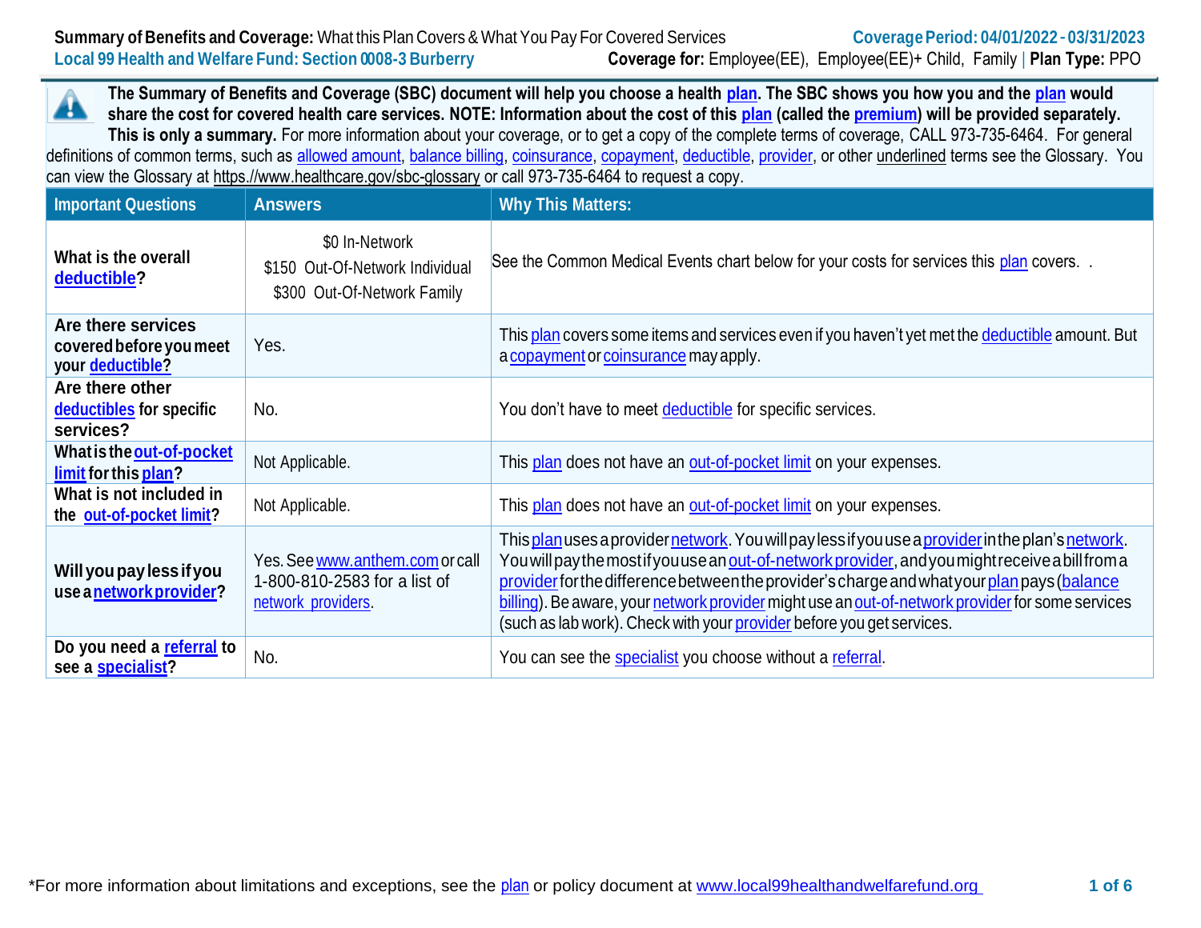**Summary of Benefits and Coverage:** What this Plan Covers & What You Pay For Covered Services

**Coverage Period: 04/01/2022 - 03/31/2023**

**Local 99 Health and Welfare Fund: Section 0008-3 Burberry**

**Coverage for:** Employee(EE), Employee(EE)+ Child, Family | **Plan Type:** PPO

**The Summary of Benefits and Coverage (SBC) document will help you choose a health plan. The SBC shows you how you and the plan would share the cost for covered health care services. NOTE: Information about the cost of this plan (called the premium) will be provided separately. This is only a summary.** For more information about your coverage, or to get a copy of the complete terms of coverage, CALL 973-735-6464. For general definitions of common terms, such as allowed amount, balance billing, coinsurance, copayment, deductible, provider, or other underlined terms see the Glossary. You can view the Glossary at https://www.healthcare.gov/sbc-glossary or call 973-735-6464 to request a copy.

| Important Questions | Answers | Why This Matters: |
|---|---|---|
| **What is the overall deductible?** | $0 In-Network<br>$150 Out-Of-Network Individual<br>$300 Out-Of-Network Family | See the Common Medical Events chart below for your costs for services this plan covers. . |
| **Are there services covered before you meet your deductible?** | Yes. | This plan covers some items and services even if you haven't yet met the deductible amount. But a copayment or coinsurance may apply. |
| **Are there other deductibles for specific services?** | No. | You don't have to meet deductible for specific services. |
| **What is the out-of-pocket limit for this plan?** | Not Applicable. | This plan does not have an out-of-pocket limit on your expenses. |
| **What is not included in the out-of-pocket limit?** | Not Applicable. | This plan does not have an out-of-pocket limit on your expenses. |
| **Will you pay less if you use a network provider?** | Yes. See www.anthem.com or call 1-800-810-2583 for a list of network providers. | This plan uses a provider network. You will pay less if you use a provider in the plan's network. You will pay the most if you use an out-of-network provider, and you might receive a bill from a provider for the difference between the provider's charge and what your plan pays (balance billing). Be aware, your network provider might use an out-of-network provider for some services (such as lab work). Check with your provider before you get services. |
| **Do you need a referral to see a specialist?** | No. | You can see the specialist you choose without a referral. |

*For more information about limitations and exceptions, see the plan or policy document at www.local99healthandwelfarefund.org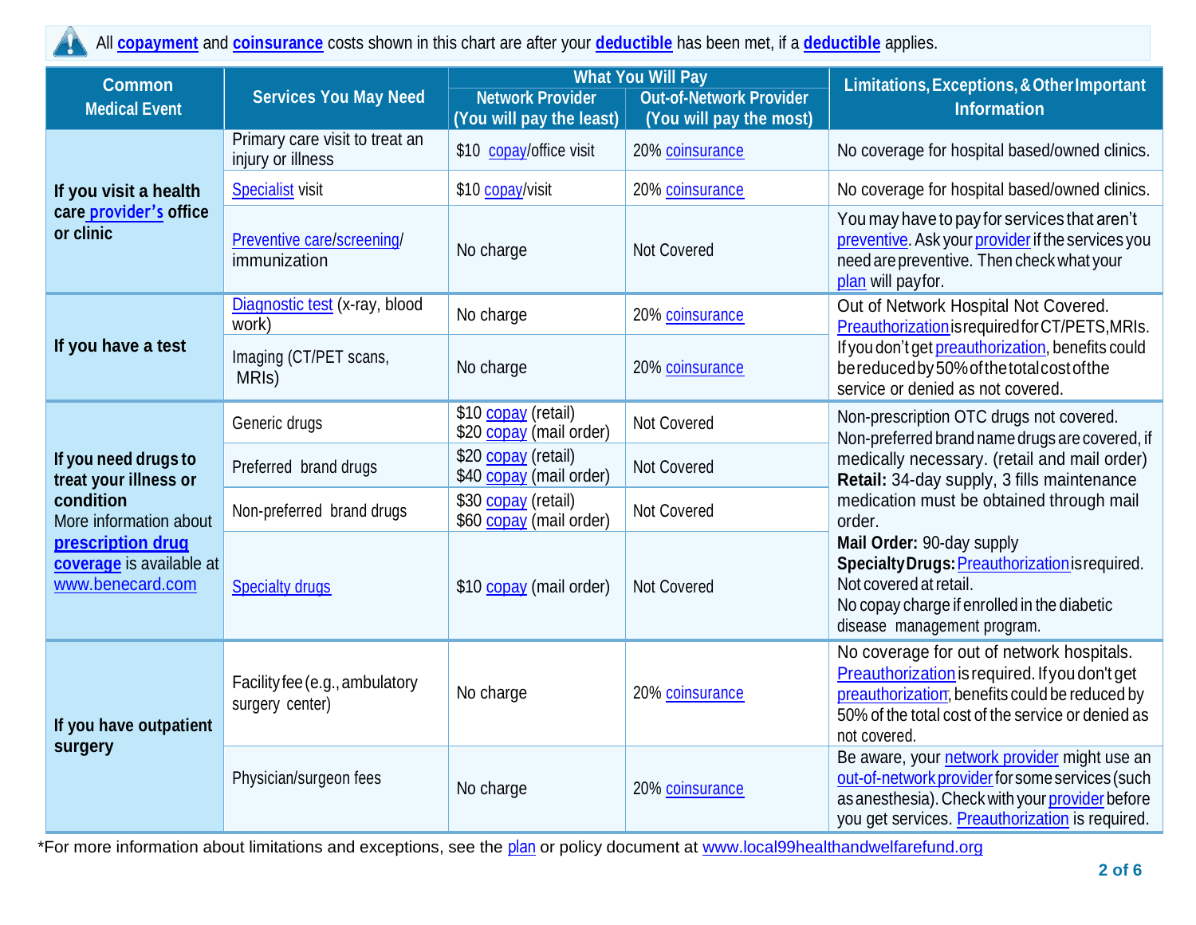All **copayment** and **coinsurance** costs shown in this chart are after your **deductible** has been met, if a **deductible** applies.

| Common Medical Event | Services You May Need | What You Will Pay | | Limitations, Exceptions, & Other Important Information |
|---|---|---|---|---|
| | | Network Provider (You will pay the least) | Out-of-Network Provider (You will pay the most) | |
| **If you visit a health care provider's office or clinic** | Primary care visit to treat an injury or illness | $10 copay/office visit | 20% coinsurance | No coverage for hospital based/owned clinics. |
| | Specialist visit | $10 copay/visit | 20% coinsurance | No coverage for hospital based/owned clinics. |
| | Preventive care/screening/ immunization | No charge | Not Covered | You may have to pay for services that aren't preventive. Ask your provider if the services you need are preventive. Then check what your plan will pay for. |
| **If you have a test** | Diagnostic test (x-ray, blood work) | No charge | 20% coinsurance | Out of Network Hospital Not Covered. Preauthorization is required for CT/PETS, MRIs. If you don't get preauthorization, benefits could be reduced by 50% of the total cost of the service or denied as not covered. |
| | Imaging (CT/PET scans, MRIs) | No charge | 20% coinsurance | |
| **If you need drugs to treat your illness or condition** More information about **prescription drug coverage** is available at www.benecard.com | Generic drugs | $10 copay (retail) $20 copay (mail order) | Not Covered | Non-prescription OTC drugs not covered. Non-preferred brand name drugs are covered, if medically necessary. (retail and mail order) **Retail:** 34-day supply, 3 fills maintenance medication must be obtained through mail order. **Mail Order:** 90-day supply **Specialty Drugs:** Preauthorization is required. Not covered at retail. No copay charge if enrolled in the diabetic disease management program. |
| | Preferred brand drugs | $20 copay (retail) $40 copay (mail order) | Not Covered | |
| | Non-preferred brand drugs | $30 copay (retail) $60 copay (mail order) | Not Covered | |
| | Specialty drugs | $10 copay (mail order) | Not Covered | |
| **If you have outpatient surgery** | Facility fee (e.g., ambulatory surgery center) | No charge | 20% coinsurance | No coverage for out of network hospitals. Preauthorization is required. If you don't get preauthorization, benefits could be reduced by 50% of the total cost of the service or denied as not covered. |
| | Physician/surgeon fees | No charge | 20% coinsurance | Be aware, your network provider might use an out-of-network provider for some services (such as anesthesia). Check with your provider before you get services. Preauthorization is required. |

*For more information about limitations and exceptions, see the plan or policy document at www.local99healthandwelfarefund.org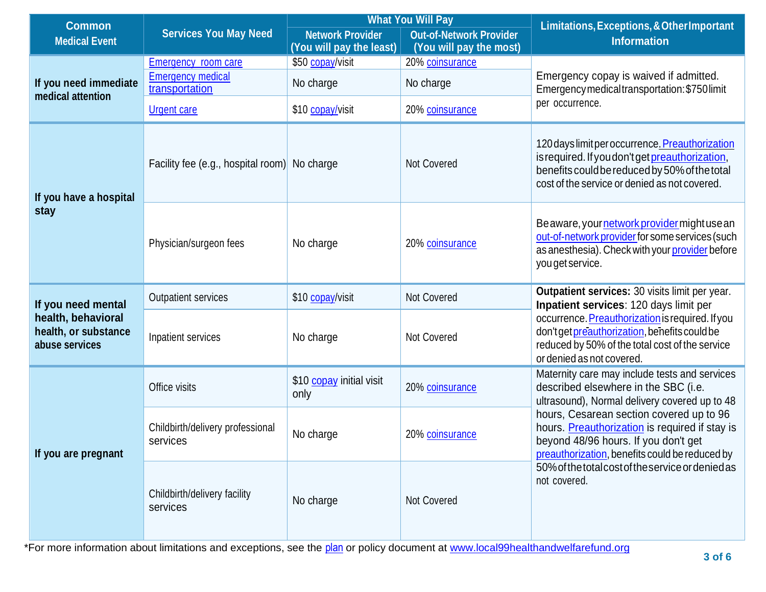| Common Medical Event | Services You May Need | What You Will Pay | | Limitations, Exceptions, & Other Important Information |
|---|---|---|---|---|
| | | Network Provider (You will pay the least) | Out-of-Network Provider (You will pay the most) | |
| If you need immediate medical attention | Emergency room care | $50 copay/visit | 20% coinsurance | Emergency copay is waived if admitted. Emergency medical transportation: $750 limit per occurrence. |
| | Emergency medical transportation | No charge | No charge | |
| | Urgent care | $10 copay/visit | 20% coinsurance | |
| If you have a hospital stay | Facility fee (e.g., hospital room) | No charge | Not Covered | 120 days limit per occurrence. Preauthorization is required. If you don't get preauthorization, benefits could be reduced by 50% of the total cost of the service or denied as not covered. |
| | Physician/surgeon fees | No charge | 20% coinsurance | Be aware, your network provider might use an out-of-network provider for some services (such as anesthesia). Check with your provider before you get service. |
| If you need mental health, behavioral health, or substance abuse services | Outpatient services | $10 copay/visit | Not Covered | **Outpatient services:** 30 visits limit per year. **Inpatient services**: 120 days limit per occurrence. Preauthorization is required. If you don't get preauthorization, benefits could be reduced by 50% of the total cost of the service or denied as not covered. |
| | Inpatient services | No charge | Not Covered | |
| If you are pregnant | Office visits | $10 copay initial visit only | 20% coinsurance | Maternity care may include tests and services described elsewhere in the SBC (i.e. ultrasound), Normal delivery covered up to 48 hours, Cesarean section covered up to 96 hours. Preauthorization is required if stay is beyond 48/96 hours. If you don't get preauthorization, benefits could be reduced by 50% of the total cost of the service or denied as not covered. |
| | Childbirth/delivery professional services | No charge | 20% coinsurance | |
| | Childbirth/delivery facility services | No charge | Not Covered | |

*For more information about limitations and exceptions, see the plan or policy document at www.local99healthandwelfarefund.org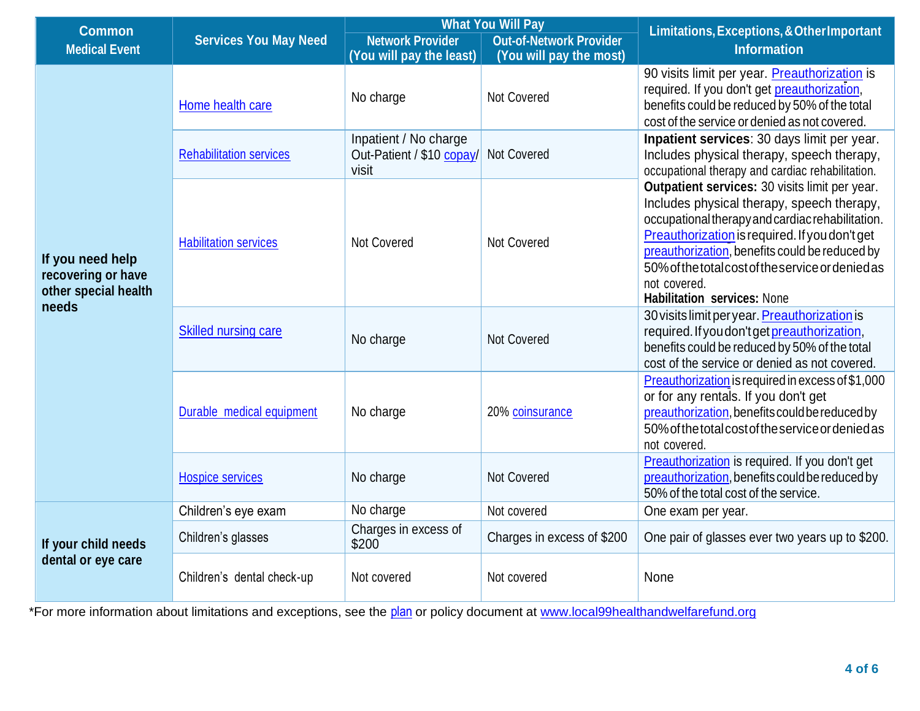| Common Medical Event | Services You May Need | What You Will Pay | | Limitations, Exceptions, & Other Important Information |
|---|---|---|---|---|
| | | Network Provider (You will pay the least) | Out-of-Network Provider (You will pay the most) | |
| If you need help recovering or have other special health needs | Home health care | No charge | Not Covered | 90 visits limit per year. Preauthorization is required. If you don't get preauthorization, benefits could be reduced by 50% of the total cost of the service or denied as not covered. |
| | Rehabilitation services | Inpatient / No charge Out-Patient / $10 copay/ visit | Not Covered | **Inpatient services**: 30 days limit per year. Includes physical therapy, speech therapy, occupational therapy and cardiac rehabilitation. **Outpatient services:** 30 visits limit per year. Includes physical therapy, speech therapy, occupational therapy and cardiac rehabilitation. Preauthorization is required. If you don't get preauthorization, benefits could be reduced by 50% of the total cost of the service or denied as not covered. **Habilitation services:** None |
| | Habilitation services | Not Covered | Not Covered | |
| | Skilled nursing care | No charge | Not Covered | 30 visits limit per year. Preauthorization is required. If you don't get preauthorization, benefits could be reduced by 50% of the total cost of the service or denied as not covered. |
| | Durable medical equipment | No charge | 20% coinsurance | Preauthorization is required in excess of $1,000 or for any rentals. If you don't get preauthorization, benefits could be reduced by 50% of the total cost of the service or denied as not covered. |
| | Hospice services | No charge | Not Covered | Preauthorization is required. If you don't get preauthorization, benefits could be reduced by 50% of the total cost of the service. |
| If your child needs dental or eye care | Children's eye exam | No charge | Not covered | One exam per year. |
| | Children's glasses | Charges in excess of $200 | Charges in excess of $200 | One pair of glasses ever two years up to $200. |
| | Children's dental check-up | Not covered | Not covered | None |

*For more information about limitations and exceptions, see the plan or policy document at www.local99healthandwelfarefund.org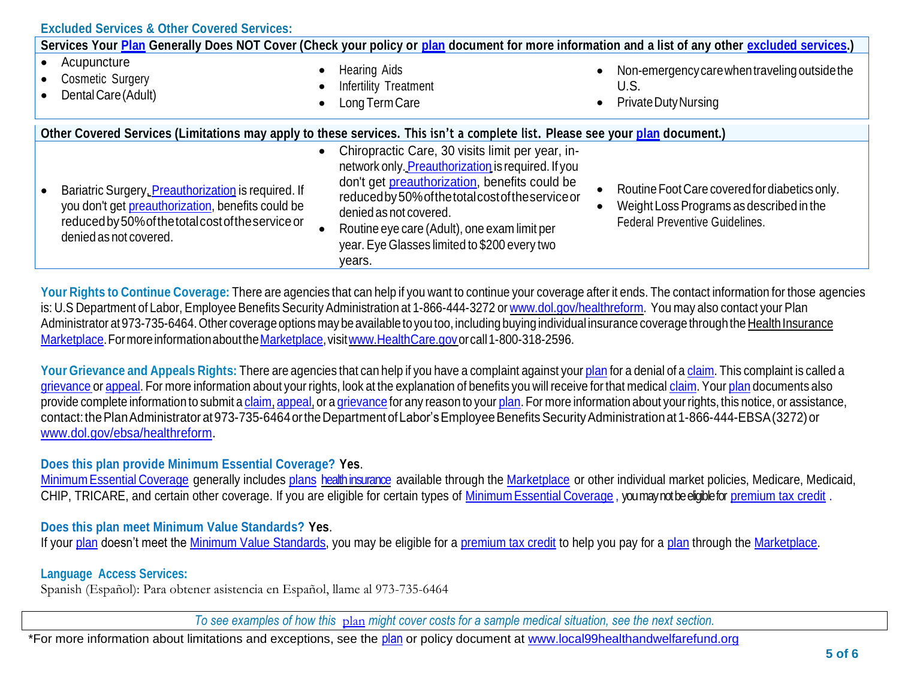## Excluded Services & Other Covered Services:

| Services Your Plan Generally Does NOT Cover (Check your policy or plan document for more information and a list of any other excluded services.) | | |
|---|---|---|
| • Acupuncture<br>• Cosmetic Surgery<br>• Dental Care (Adult) | • Hearing Aids<br>• Infertility Treatment<br>• Long Term Care | • Non-emergency care when traveling outside the U.S.<br>• Private Duty Nursing |

| Other Covered Services (Limitations may apply to these services. This isn't a complete list. Please see your plan document.) | | |
|---|---|---|
| • Bariatric Surgery, Preauthorization is required. If you don't get preauthorization, benefits could be reduced by 50% of the total cost of the service or denied as not covered. | • Chiropractic Care, 30 visits limit per year, in-network only. Preauthorization is required. If you don't get preauthorization, benefits could be reduced by 50% of the total cost of the service or denied as not covered.<br>• Routine eye care (Adult), one exam limit per year. Eye Glasses limited to $200 every two years. | • Routine Foot Care covered for diabetics only.<br>• Weight Loss Programs as described in the Federal Preventive Guidelines. |

**Your Rights to Continue Coverage:** There are agencies that can help if you want to continue your coverage after it ends. The contact information for those agencies is: U.S Department of Labor, Employee Benefits Security Administration at 1-866-444-3272 or www.dol.gov/healthreform. You may also contact your Plan Administrator at 973-735-6464. Other coverage options may be available to you too, including buying individual insurance coverage through the Health Insurance Marketplace. For more information about the Marketplace, visit www.HealthCare.gov or call 1-800-318-2596.

**Your Grievance and Appeals Rights:** There are agencies that can help if you have a complaint against your plan for a denial of a claim. This complaint is called a grievance or appeal. For more information about your rights, look at the explanation of benefits you will receive for that medical claim. Your plan documents also provide complete information to submit a claim, appeal, or a grievance for any reason to your plan. For more information about your rights, this notice, or assistance, contact: the Plan Administrator at 973-735-6464 or the Department of Labor's Employee Benefits Security Administration at 1-866-444-EBSA (3272) or www.dol.gov/ebsa/healthreform.

**Does this plan provide Minimum Essential Coverage? Yes.**

Minimum Essential Coverage generally includes plans health insurance available through the Marketplace or other individual market policies, Medicare, Medicaid, CHIP, TRICARE, and certain other coverage. If you are eligible for certain types of Minimum Essential Coverage , you may not be eligible for premium tax credit .

**Does this plan meet Minimum Value Standards? Yes.**

If your plan doesn't meet the Minimum Value Standards, you may be eligible for a premium tax credit to help you pay for a plan through the Marketplace.

**Language Access Services:**

Spanish (Español): Para obtener asistencia en Español, llame al 973-735-6464

*To see examples of how this plan might cover costs for a sample medical situation, see the next section.*

*For more information about limitations and exceptions, see the plan or policy document at www.local99healthandwelfarefund.org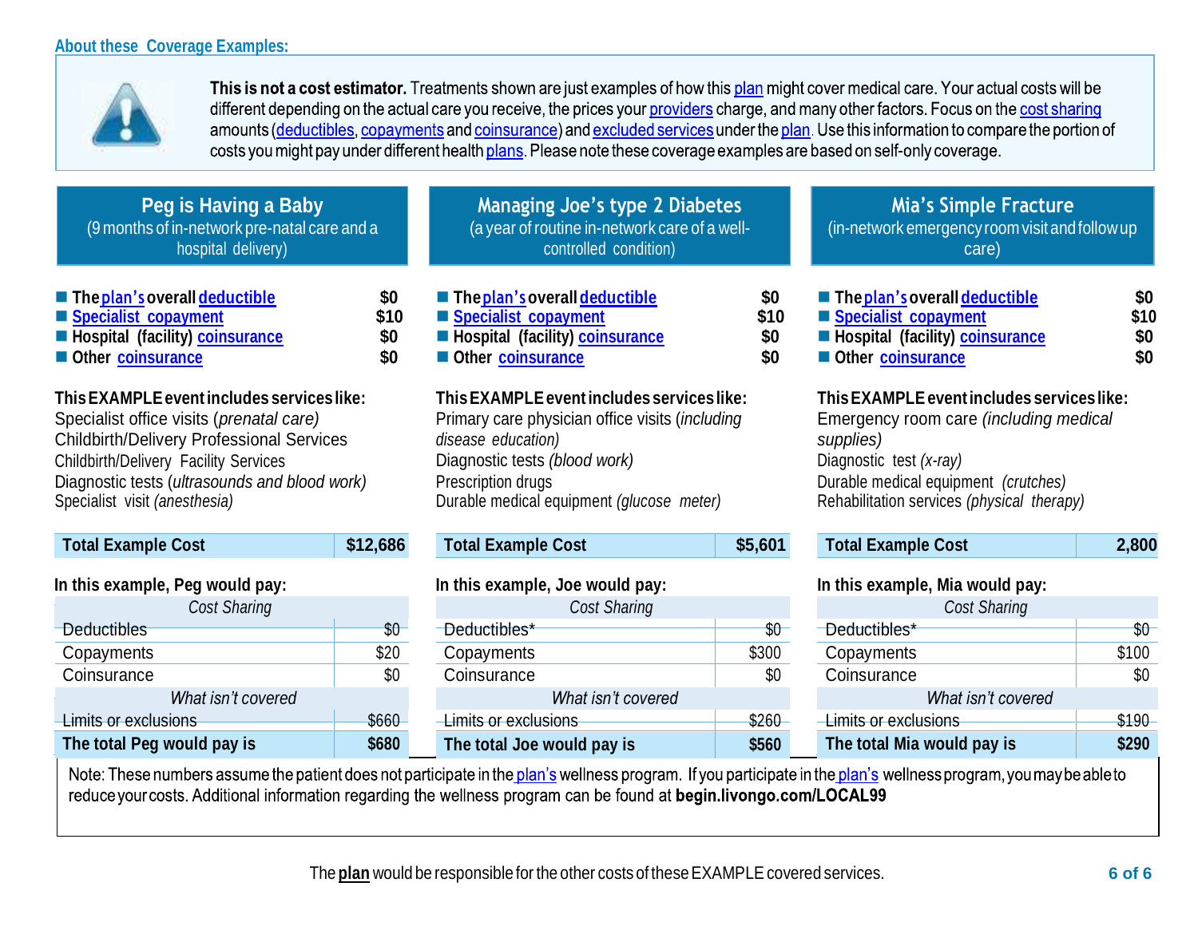## About these Coverage Examples:

**This is not a cost estimator.** Treatments shown are just examples of how this plan might cover medical care. Your actual costs will be different depending on the actual care you receive, the prices your providers charge, and many other factors. Focus on the cost sharing amounts (deductibles, copayments and coinsurance) and excluded services under the plan. Use this information to compare the portion of costs you might pay under different health plans. Please note these coverage examples are based on self-only coverage.

### Peg is Having a Baby
(9 months of in-network pre-natal care and a hospital delivery)

| | |
|---|---|
| The plan's overall deductible | $0 |
| Specialist copayment | $10 |
| Hospital (facility) coinsurance | $0 |
| Other coinsurance | $0 |

**This EXAMPLE event includes services like:**
Specialist office visits (*prenatal care)*
Childbirth/Delivery Professional Services
Childbirth/Delivery Facility Services
Diagnostic tests (*ultrasounds and blood work)*
Specialist visit *(anesthesia)*

| **Total Example Cost** | **$12,686** |
|---|---|

**In this example, Peg would pay:**

| *Cost Sharing* | |
|---|---|
| Deductibles | $0 |
| Copayments | $20 |
| Coinsurance | $0 |
| *What isn't covered* | |
| Limits or exclusions | $660 |
| **The total Peg would pay is** | **$680** |

### Managing Joe's type 2 Diabetes
(a year of routine in-network care of a well-controlled condition)

| | |
|---|---|
| The plan's overall deductible | $0 |
| Specialist copayment | $10 |
| Hospital (facility) coinsurance | $0 |
| Other coinsurance | $0 |

**This EXAMPLE event includes services like:**
Primary care physician office visits (*including disease education)*
Diagnostic tests *(blood work)*
Prescription drugs
Durable medical equipment *(glucose meter)*

| **Total Example Cost** | **$5,601** |
|---|---|

**In this example, Joe would pay:**

| *Cost Sharing* | |
|---|---|
| Deductibles* | $0 |
| Copayments | $300 |
| Coinsurance | $0 |
| *What isn't covered* | |
| Limits or exclusions | $260 |
| **The total Joe would pay is** | **$560** |

### Mia's Simple Fracture
(in-network emergency room visit and follow up care)

| | |
|---|---|
| The plan's overall deductible | $0 |
| Specialist copayment | $10 |
| Hospital (facility) coinsurance | $0 |
| Other coinsurance | $0 |

**This EXAMPLE event includes services like:**
Emergency room care *(including medical supplies)*
Diagnostic test *(x-ray)*
Durable medical equipment *(crutches)*
Rehabilitation services *(physical therapy)*

| **Total Example Cost** | **2,800** |
|---|---|

**In this example, Mia would pay:**

| *Cost Sharing* | |
|---|---|
| Deductibles* | $0 |
| Copayments | $100 |
| Coinsurance | $0 |
| *What isn't covered* | |
| Limits or exclusions | $190 |
| **The total Mia would pay is** | **$290** |

Note: These numbers assume the patient does not participate in the plan's wellness program. If you participate in the plan's wellness program, you may be able to reduce your costs. Additional information regarding the wellness program can be found at **begin.livongo.com/LOCAL99**

The **plan** would be responsible for the other costs of these EXAMPLE covered services.